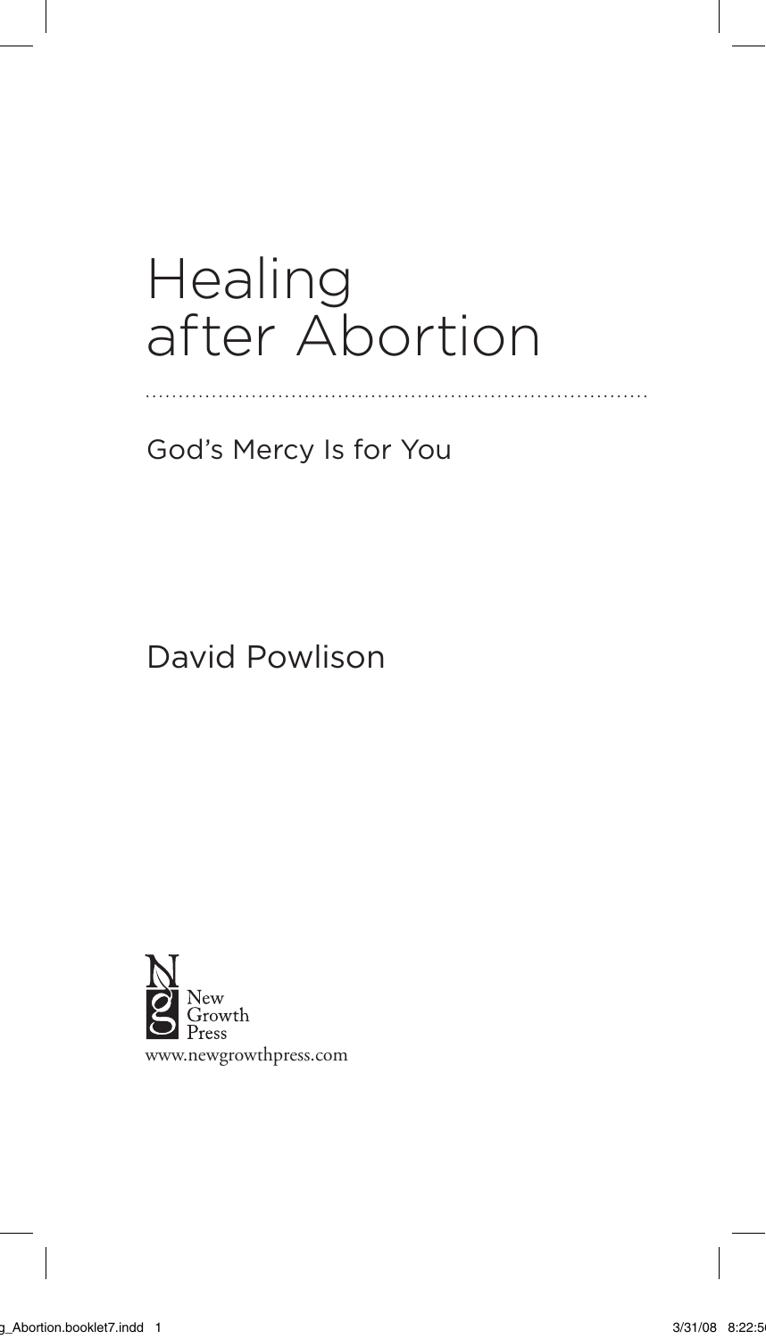# Healing after Abortion

God's Mercy Is for You

David Powlison

New Growth Press
www.newgrowthpress.com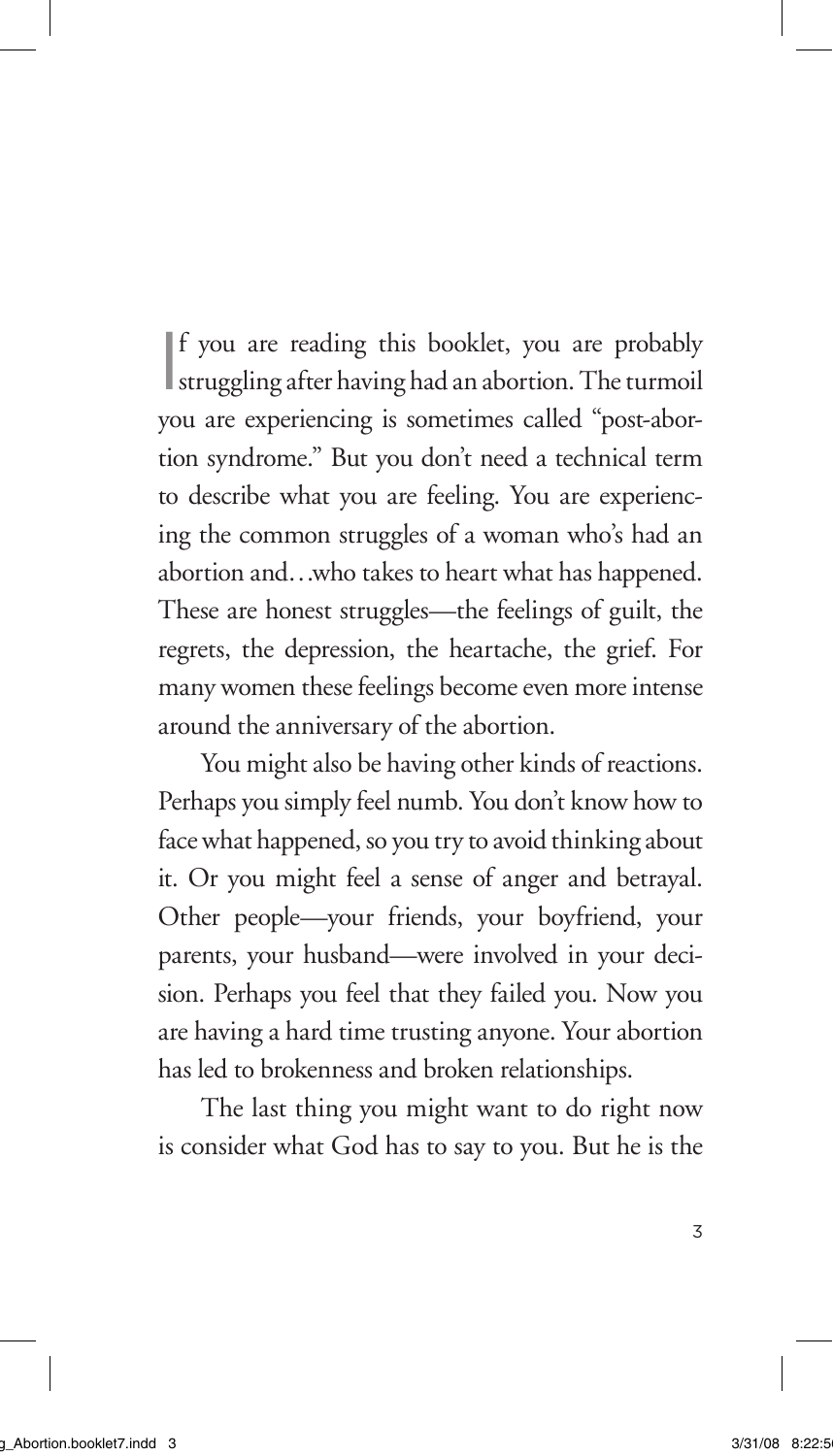If you are reading this booklet, you are probably struggling after having had an abortion. The turmoil you are experiencing is sometimes called "post-abortion syndrome." But you don't need a technical term to describe what you are feeling. You are experiencing the common struggles of a woman who's had an abortion and…who takes to heart what has happened. These are honest struggles—the feelings of guilt, the regrets, the depression, the heartache, the grief. For many women these feelings become even more intense around the anniversary of the abortion.

You might also be having other kinds of reactions. Perhaps you simply feel numb. You don't know how to face what happened, so you try to avoid thinking about it. Or you might feel a sense of anger and betrayal. Other people—your friends, your boyfriend, your parents, your husband—were involved in your decision. Perhaps you feel that they failed you. Now you are having a hard time trusting anyone. Your abortion has led to brokenness and broken relationships.

The last thing you might want to do right now is consider what God has to say to you. But he is the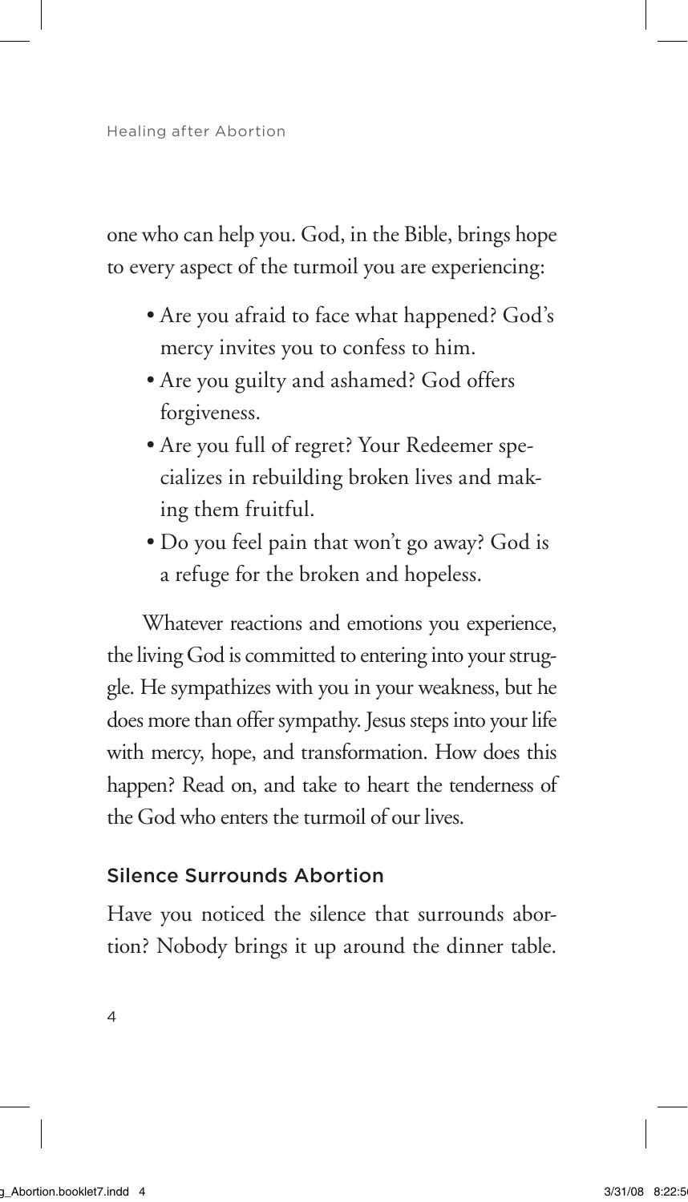one who can help you. God, in the Bible, brings hope to every aspect of the turmoil you are experiencing:

- Are you afraid to face what happened? God's mercy invites you to confess to him.
- Are you guilty and ashamed? God offers forgiveness.
- Are you full of regret? Your Redeemer specializes in rebuilding broken lives and making them fruitful.
- Do you feel pain that won't go away? God is a refuge for the broken and hopeless.

Whatever reactions and emotions you experience, the living God is committed to entering into your struggle. He sympathizes with you in your weakness, but he does more than offer sympathy. Jesus steps into your life with mercy, hope, and transformation. How does this happen? Read on, and take to heart the tenderness of the God who enters the turmoil of our lives.

## Silence Surrounds Abortion

Have you noticed the silence that surrounds abortion? Nobody brings it up around the dinner table.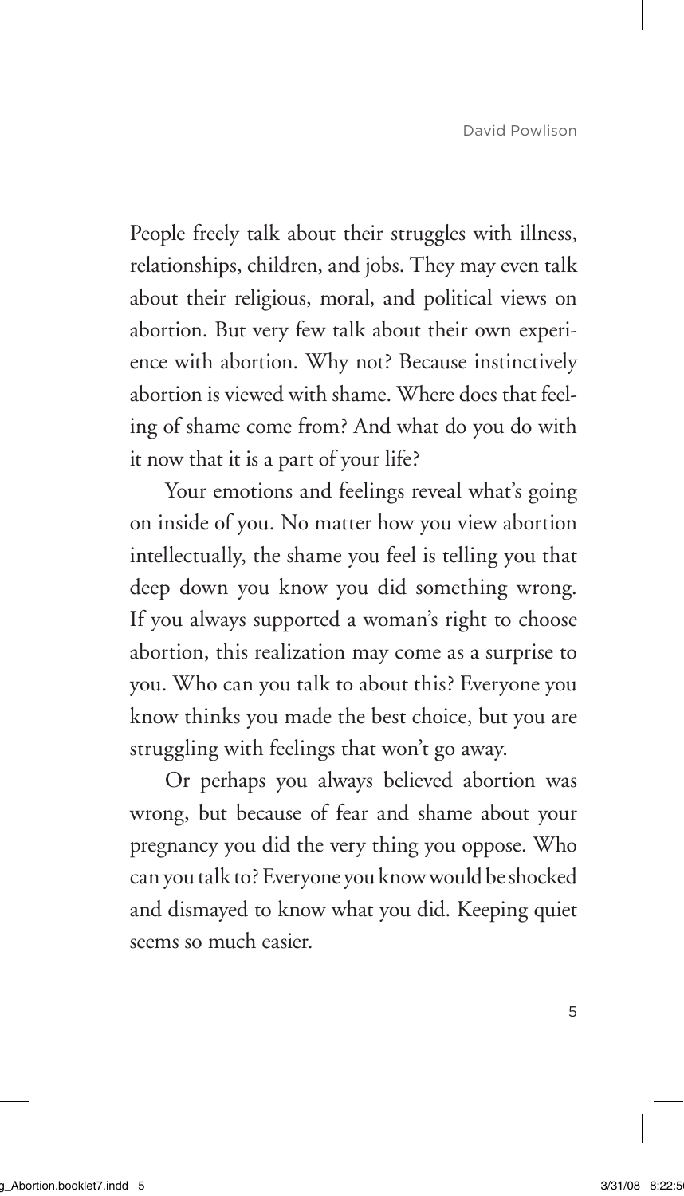People freely talk about their struggles with illness, relationships, children, and jobs. They may even talk about their religious, moral, and political views on abortion. But very few talk about their own experience with abortion. Why not? Because instinctively abortion is viewed with shame. Where does that feeling of shame come from? And what do you do with it now that it is a part of your life?

Your emotions and feelings reveal what's going on inside of you. No matter how you view abortion intellectually, the shame you feel is telling you that deep down you know you did something wrong. If you always supported a woman's right to choose abortion, this realization may come as a surprise to you. Who can you talk to about this? Everyone you know thinks you made the best choice, but you are struggling with feelings that won't go away.

Or perhaps you always believed abortion was wrong, but because of fear and shame about your pregnancy you did the very thing you oppose. Who can you talk to? Everyone you know would be shocked and dismayed to know what you did. Keeping quiet seems so much easier.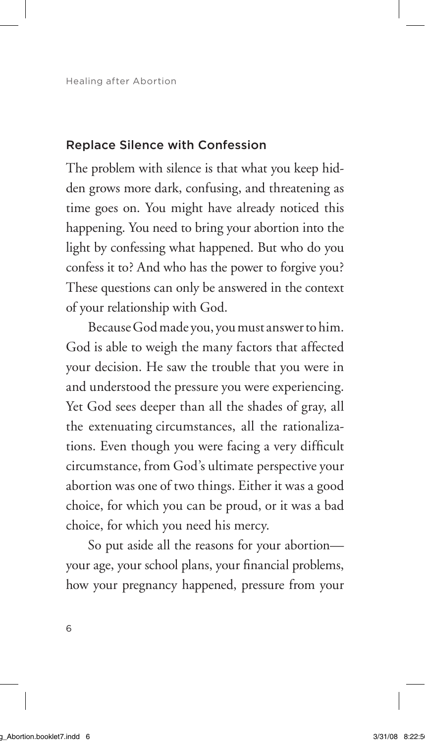## Replace Silence with Confession

The problem with silence is that what you keep hidden grows more dark, confusing, and threatening as time goes on. You might have already noticed this happening. You need to bring your abortion into the light by confessing what happened. But who do you confess it to? And who has the power to forgive you? These questions can only be answered in the context of your relationship with God.

Because God made you, you must answer to him. God is able to weigh the many factors that affected your decision. He saw the trouble that you were in and understood the pressure you were experiencing. Yet God sees deeper than all the shades of gray, all the extenuating circumstances, all the rationalizations. Even though you were facing a very difficult circumstance, from God's ultimate perspective your abortion was one of two things. Either it was a good choice, for which you can be proud, or it was a bad choice, for which you need his mercy.

So put aside all the reasons for your abortion—your age, your school plans, your financial problems, how your pregnancy happened, pressure from your